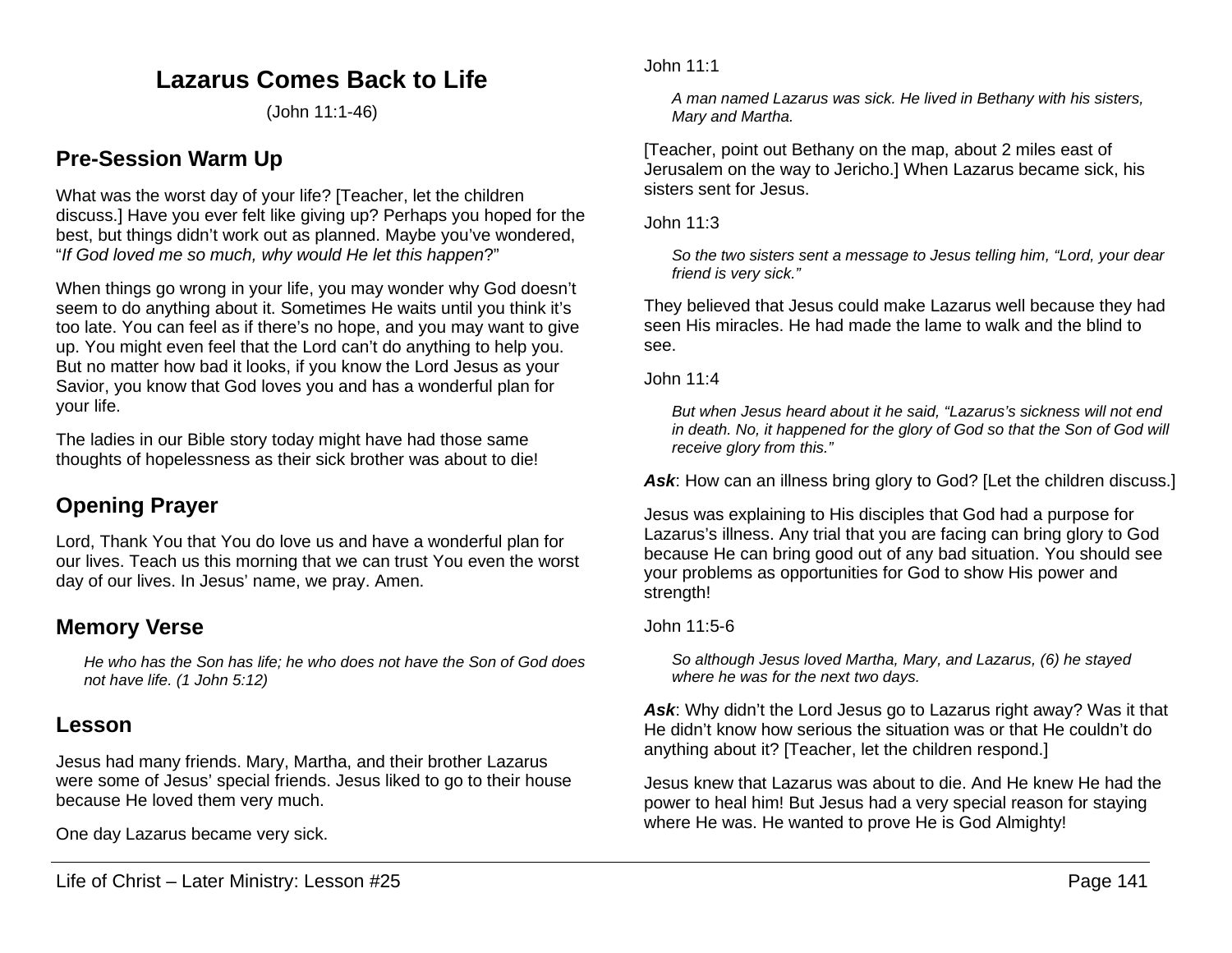# Lazarus Comes Back to Life

(John 11:1-46)

## Pre-Session Warm Up

What was the worst day of your life? [Teacher, let the children discuss.] Have you ever felt like giving up? Perhaps you hoped for the best, but things didn't work out as planned. Maybe you've wondered, "*If God loved me so much, why would He let this happen*?"

When things go wrong in your life, you may wonder why God doesn't seem to do anything about it. Sometimes He waits until you think it's too late. You can feel as if there's no hope, and you may want to give up. You might even feel that the Lord can't do anything to help you. But no matter how bad it looks, if you know the Lord Jesus as your Savior, you know that God loves you and has a wonderful plan for your life.

The ladies in our Bible story today might have had those same thoughts of hopelessness as their sick brother was about to die!

## Opening Prayer

Lord, Thank You that You do love us and have a wonderful plan for our lives. Teach us this morning that we can trust You even the worst day of our lives. In Jesus' name, we pray. Amen.

## Memory Verse

> *He who has the Son has life; he who does not have the Son of God does not have life. (1 John 5:12)*

## Lesson

Jesus had many friends. Mary, Martha, and their brother Lazarus were some of Jesus' special friends. Jesus liked to go to their house because He loved them very much.

One day Lazarus became very sick.

John 11:1

> *A man named Lazarus was sick. He lived in Bethany with his sisters, Mary and Martha.*

[Teacher, point out Bethany on the map, about 2 miles east of Jerusalem on the way to Jericho.] When Lazarus became sick, his sisters sent for Jesus.

John 11:3

> *So the two sisters sent a message to Jesus telling him, "Lord, your dear friend is very sick."*

They believed that Jesus could make Lazarus well because they had seen His miracles. He had made the lame to walk and the blind to see.

John 11:4

> *But when Jesus heard about it he said, "Lazarus's sickness will not end in death. No, it happened for the glory of God so that the Son of God will receive glory from this."*

***Ask***: How can an illness bring glory to God? [Let the children discuss.]

Jesus was explaining to His disciples that God had a purpose for Lazarus's illness. Any trial that you are facing can bring glory to God because He can bring good out of any bad situation. You should see your problems as opportunities for God to show His power and strength!

John 11:5-6

> *So although Jesus loved Martha, Mary, and Lazarus, (6) he stayed where he was for the next two days.*

***Ask***: Why didn't the Lord Jesus go to Lazarus right away? Was it that He didn't know how serious the situation was or that He couldn't do anything about it? [Teacher, let the children respond.]

Jesus knew that Lazarus was about to die. And He knew He had the power to heal him! But Jesus had a very special reason for staying where He was. He wanted to prove He is God Almighty!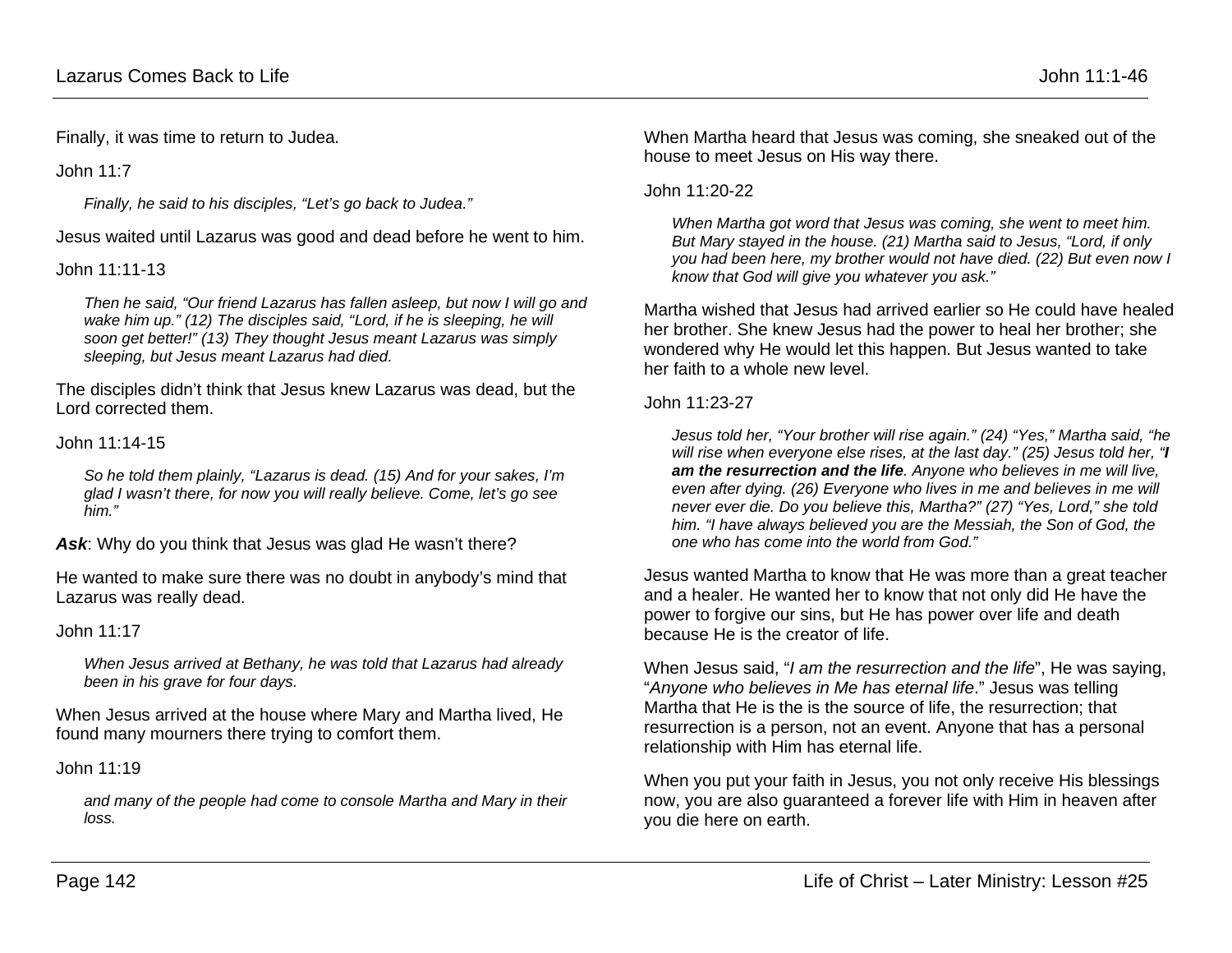Finally, it was time to return to Judea.

John 11:7

> *Finally, he said to his disciples, "Let's go back to Judea."*

Jesus waited until Lazarus was good and dead before he went to him.

John 11:11-13

> *Then he said, "Our friend Lazarus has fallen asleep, but now I will go and wake him up." (12) The disciples said, "Lord, if he is sleeping, he will soon get better!" (13) They thought Jesus meant Lazarus was simply sleeping, but Jesus meant Lazarus had died.*

The disciples didn't think that Jesus knew Lazarus was dead, but the Lord corrected them.

John 11:14-15

> *So he told them plainly, "Lazarus is dead. (15) And for your sakes, I'm glad I wasn't there, for now you will really believe. Come, let's go see him."*

***Ask***: Why do you think that Jesus was glad He wasn't there?

He wanted to make sure there was no doubt in anybody's mind that Lazarus was really dead.

John 11:17

> *When Jesus arrived at Bethany, he was told that Lazarus had already been in his grave for four days.*

When Jesus arrived at the house where Mary and Martha lived, He found many mourners there trying to comfort them.

John 11:19

> *and many of the people had come to console Martha and Mary in their loss.*

When Martha heard that Jesus was coming, she sneaked out of the house to meet Jesus on His way there.

John 11:20-22

> *When Martha got word that Jesus was coming, she went to meet him. But Mary stayed in the house. (21) Martha said to Jesus, "Lord, if only you had been here, my brother would not have died. (22) But even now I know that God will give you whatever you ask."*

Martha wished that Jesus had arrived earlier so He could have healed her brother. She knew Jesus had the power to heal her brother; she wondered why He would let this happen. But Jesus wanted to take her faith to a whole new level.

John 11:23-27

> *Jesus told her, "Your brother will rise again." (24) "Yes," Martha said, "he will rise when everyone else rises, at the last day." (25) Jesus told her, "**I am the resurrection and the life**. Anyone who believes in me will live, even after dying. (26) Everyone who lives in me and believes in me will never ever die. Do you believe this, Martha?" (27) "Yes, Lord," she told him. "I have always believed you are the Messiah, the Son of God, the one who has come into the world from God."*

Jesus wanted Martha to know that He was more than a great teacher and a healer. He wanted her to know that not only did He have the power to forgive our sins, but He has power over life and death because He is the creator of life.

When Jesus said, "*I am the resurrection and the life*", He was saying, "*Anyone who believes in Me has eternal life*." Jesus was telling Martha that He is the is the source of life, the resurrection; that resurrection is a person, not an event. Anyone that has a personal relationship with Him has eternal life.

When you put your faith in Jesus, you not only receive His blessings now, you are also guaranteed a forever life with Him in heaven after you die here on earth.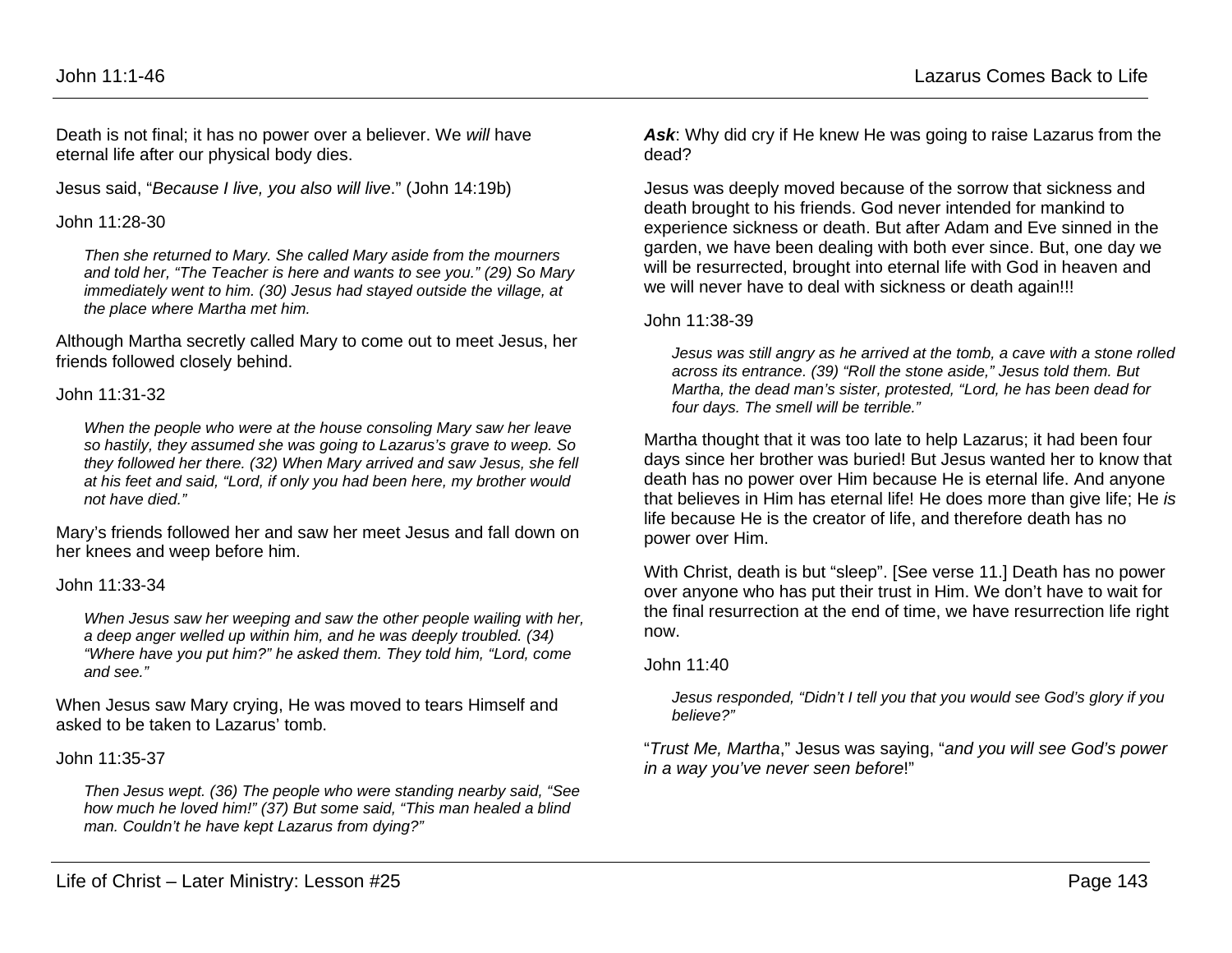Death is not final; it has no power over a believer. We *will* have eternal life after our physical body dies.

Jesus said, "*Because I live, you also will live*." (John 14:19b)

John 11:28-30

> *Then she returned to Mary. She called Mary aside from the mourners and told her, "The Teacher is here and wants to see you." (29) So Mary immediately went to him. (30) Jesus had stayed outside the village, at the place where Martha met him.*

Although Martha secretly called Mary to come out to meet Jesus, her friends followed closely behind.

John 11:31-32

> *When the people who were at the house consoling Mary saw her leave so hastily, they assumed she was going to Lazarus's grave to weep. So they followed her there. (32) When Mary arrived and saw Jesus, she fell at his feet and said, "Lord, if only you had been here, my brother would not have died."*

Mary's friends followed her and saw her meet Jesus and fall down on her knees and weep before him.

John 11:33-34

> *When Jesus saw her weeping and saw the other people wailing with her, a deep anger welled up within him, and he was deeply troubled. (34) "Where have you put him?" he asked them. They told him, "Lord, come and see."*

When Jesus saw Mary crying, He was moved to tears Himself and asked to be taken to Lazarus' tomb.

John 11:35-37

> *Then Jesus wept. (36) The people who were standing nearby said, "See how much he loved him!" (37) But some said, "This man healed a blind man. Couldn't he have kept Lazarus from dying?"*

***Ask***: Why did cry if He knew He was going to raise Lazarus from the dead?

Jesus was deeply moved because of the sorrow that sickness and death brought to his friends. God never intended for mankind to experience sickness or death. But after Adam and Eve sinned in the garden, we have been dealing with both ever since. But, one day we will be resurrected, brought into eternal life with God in heaven and we will never have to deal with sickness or death again!!!

John 11:38-39

> *Jesus was still angry as he arrived at the tomb, a cave with a stone rolled across its entrance. (39) "Roll the stone aside," Jesus told them. But Martha, the dead man's sister, protested, "Lord, he has been dead for four days. The smell will be terrible."*

Martha thought that it was too late to help Lazarus; it had been four days since her brother was buried! But Jesus wanted her to know that death has no power over Him because He is eternal life. And anyone that believes in Him has eternal life! He does more than give life; He *is* life because He is the creator of life, and therefore death has no power over Him.

With Christ, death is but "sleep". [See verse 11.] Death has no power over anyone who has put their trust in Him. We don't have to wait for the final resurrection at the end of time, we have resurrection life right now.

John 11:40

> *Jesus responded, "Didn't I tell you that you would see God's glory if you believe?"*

"*Trust Me, Martha*," Jesus was saying, "*and you will see God's power in a way you've never seen before*!"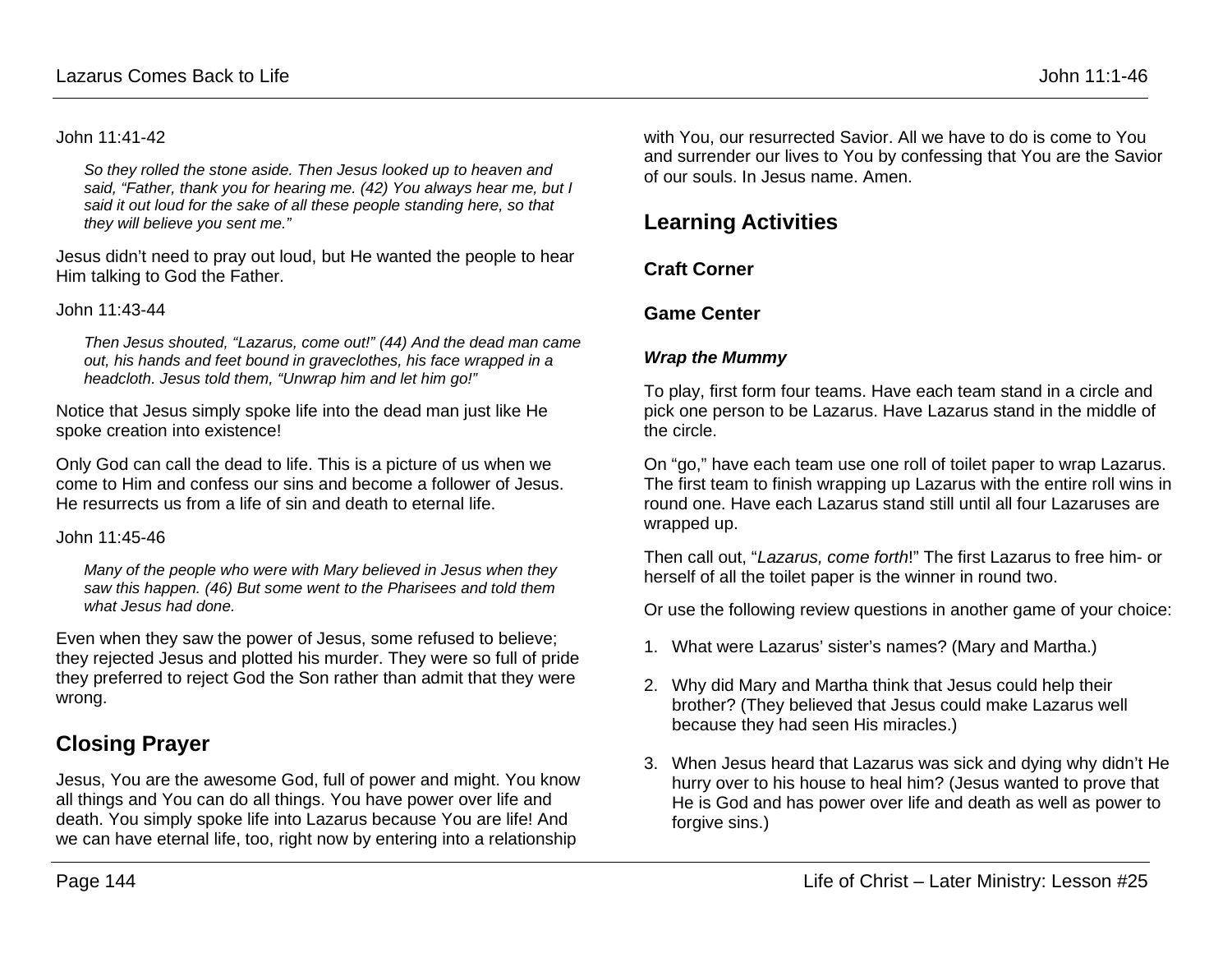John 11:41-42

> *So they rolled the stone aside. Then Jesus looked up to heaven and said, "Father, thank you for hearing me. (42) You always hear me, but I said it out loud for the sake of all these people standing here, so that they will believe you sent me."*

Jesus didn't need to pray out loud, but He wanted the people to hear Him talking to God the Father.

John 11:43-44

> *Then Jesus shouted, "Lazarus, come out!" (44) And the dead man came out, his hands and feet bound in graveclothes, his face wrapped in a headcloth. Jesus told them, "Unwrap him and let him go!"*

Notice that Jesus simply spoke life into the dead man just like He spoke creation into existence!

Only God can call the dead to life. This is a picture of us when we come to Him and confess our sins and become a follower of Jesus. He resurrects us from a life of sin and death to eternal life.

John 11:45-46

> *Many of the people who were with Mary believed in Jesus when they saw this happen. (46) But some went to the Pharisees and told them what Jesus had done.*

Even when they saw the power of Jesus, some refused to believe; they rejected Jesus and plotted his murder. They were so full of pride they preferred to reject God the Son rather than admit that they were wrong.

## Closing Prayer

Jesus, You are the awesome God, full of power and might. You know all things and You can do all things. You have power over life and death. You simply spoke life into Lazarus because You are life! And we can have eternal life, too, right now by entering into a relationship with You, our resurrected Savior. All we have to do is come to You and surrender our lives to You by confessing that You are the Savior of our souls. In Jesus name. Amen.

## Learning Activities

### Craft Corner

### Game Center

#### *Wrap the Mummy*

To play, first form four teams. Have each team stand in a circle and pick one person to be Lazarus. Have Lazarus stand in the middle of the circle.

On "go," have each team use one roll of toilet paper to wrap Lazarus. The first team to finish wrapping up Lazarus with the entire roll wins in round one. Have each Lazarus stand still until all four Lazaruses are wrapped up.

Then call out, "*Lazarus, come forth*!" The first Lazarus to free him- or herself of all the toilet paper is the winner in round two.

Or use the following review questions in another game of your choice:

1. What were Lazarus' sister's names? (Mary and Martha.)
2. Why did Mary and Martha think that Jesus could help their brother? (They believed that Jesus could make Lazarus well because they had seen His miracles.)
3. When Jesus heard that Lazarus was sick and dying why didn't He hurry over to his house to heal him? (Jesus wanted to prove that He is God and has power over life and death as well as power to forgive sins.)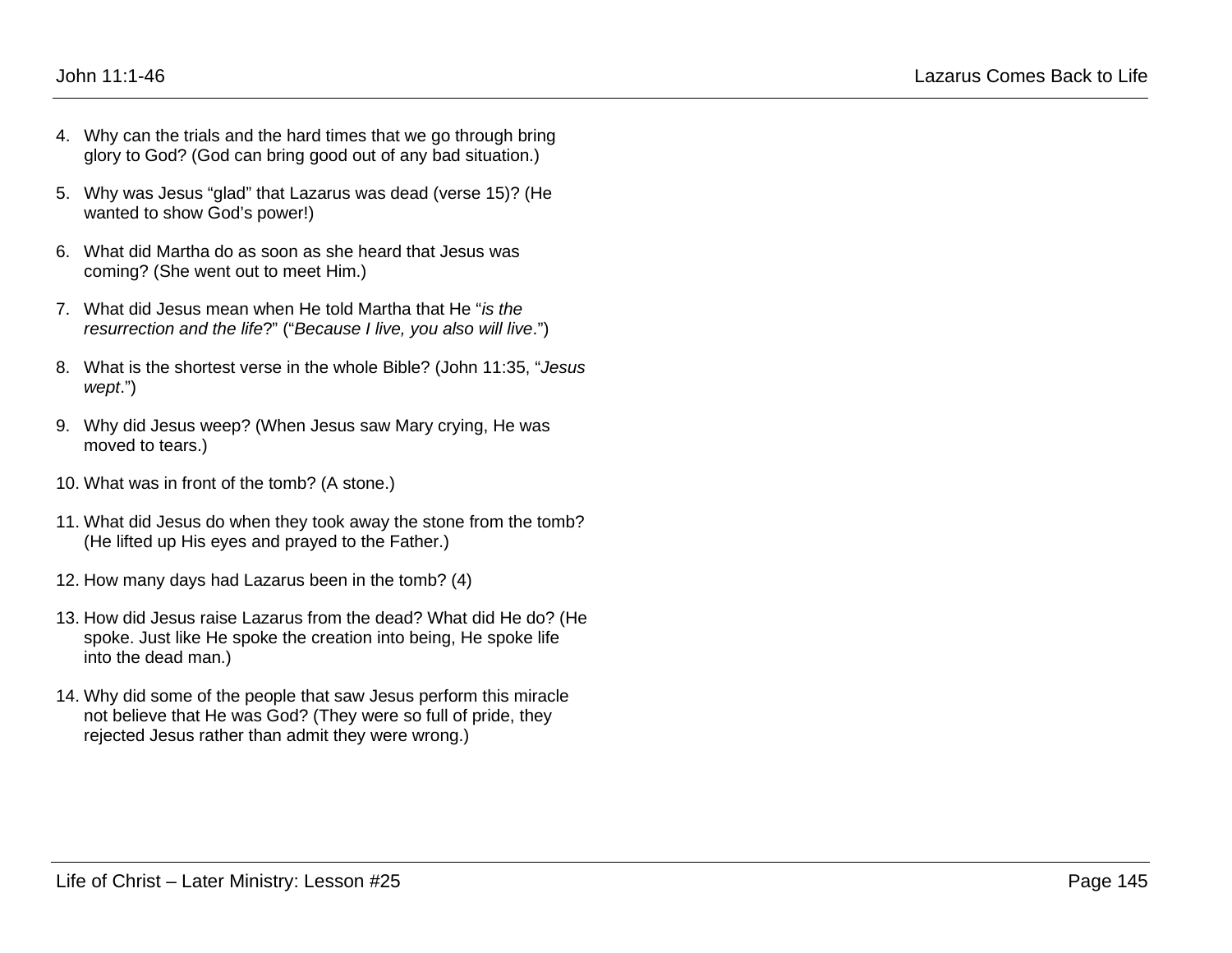4. Why can the trials and the hard times that we go through bring glory to God? (God can bring good out of any bad situation.)

5. Why was Jesus “glad” that Lazarus was dead (verse 15)? (He wanted to show God’s power!)

6. What did Martha do as soon as she heard that Jesus was coming? (She went out to meet Him.)

7. What did Jesus mean when He told Martha that He “*is the resurrection and the life*?” (“*Because I live, you also will live*.”)

8. What is the shortest verse in the whole Bible? (John 11:35, “*Jesus wept*.”)

9. Why did Jesus weep? (When Jesus saw Mary crying, He was moved to tears.)

10. What was in front of the tomb? (A stone.)

11. What did Jesus do when they took away the stone from the tomb? (He lifted up His eyes and prayed to the Father.)

12. How many days had Lazarus been in the tomb? (4)

13. How did Jesus raise Lazarus from the dead? What did He do? (He spoke. Just like He spoke the creation into being, He spoke life into the dead man.)

14. Why did some of the people that saw Jesus perform this miracle not believe that He was God? (They were so full of pride, they rejected Jesus rather than admit they were wrong.)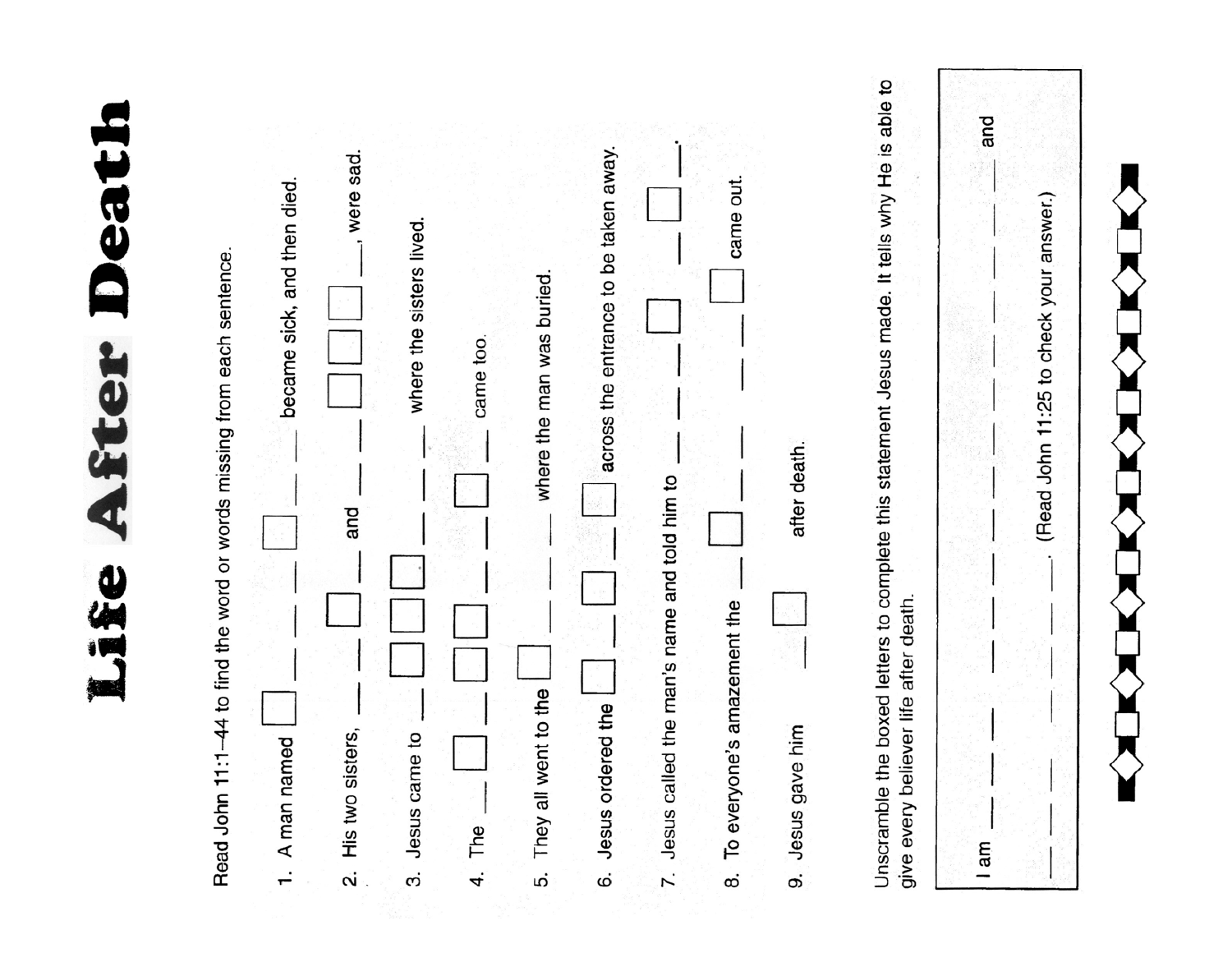# Life After Death

Read John 11:1—44 to find the word or words missing from each sentence.

1. A man named ☐ \_ \_ \_ ☐ \_ \_ became sick, and then died.
2. His two sisters, \_ \_ ☐ \_ \_ and \_ \_ ☐ ☐ ☐ \_ \_, were sad.
3. Jesus came to \_ ☐ ☐ ☐ \_ \_ \_ \_ where the sisters lived.
4. The ☐ \_ ☐ ☐ \_ \_ ☐ \_ came too.
5. They all went to the ☐ \_ \_ \_ where the man was buried.
6. Jesus ordered the ☐ \_ ☐ \_ ☐ across the entrance to be taken away.
7. Jesus called the man's name and told him to \_ \_ ☐ \_ \_ \_ ☐ \_ \_ ☐ \_.
8. To everyone's amazement the \_ ☐ \_ \_ \_ \_ \_ ☐ came out.
9. Jesus gave him \_ ☐ \_ after death.

Unscramble the boxed letters to complete this statement Jesus made. It tells why He is able to give every believer life after death.

> I am \_ \_ \_ \_ \_ \_ \_ \_ \_ \_ \_ \_ \_ \_ \_ and
>
> \_ \_ \_ \_ \_ \_ \_ \_ \_ \_ \_ \_ \_ \_ \_. (Read John 11:25 to check your answer.)